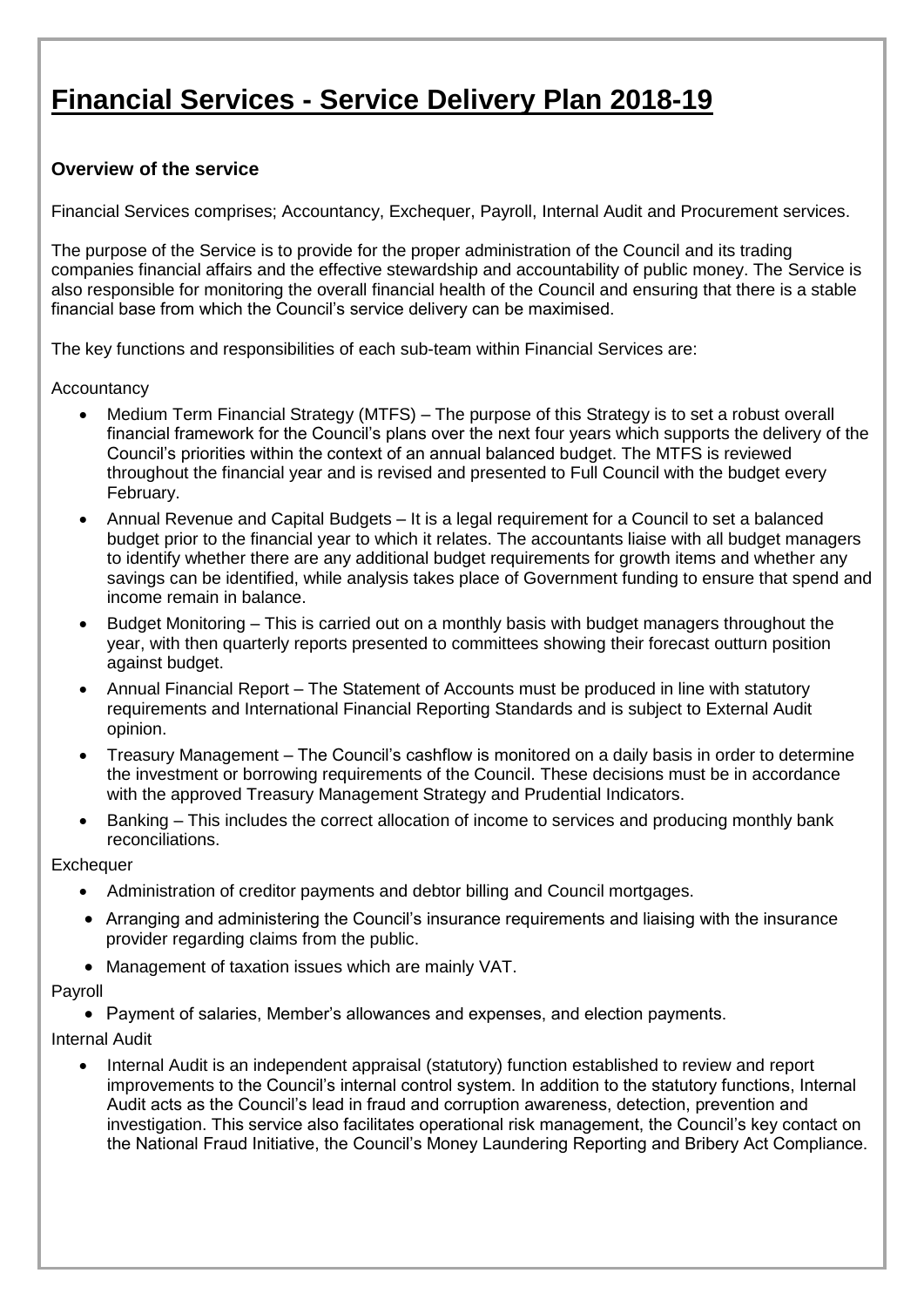# Financial Services - Service Delivery Plan 2018-19

### Overview of the service

Financial Services comprises; Accountancy, Exchequer, Payroll, Internal Audit and Procurement services.

The purpose of the Service is to provide for the proper administration of the Council and its trading companies financial affairs and the effective stewardship and accountability of public money. The Service is also responsible for monitoring the overall financial health of the Council and ensuring that there is a stable financial base from which the Council's service delivery can be maximised.

The key functions and responsibilities of each sub-team within Financial Services are:

Accountancy

- Medium Term Financial Strategy (MTFS) – The purpose of this Strategy is to set a robust overall financial framework for the Council's plans over the next four years which supports the delivery of the Council's priorities within the context of an annual balanced budget. The MTFS is reviewed throughout the financial year and is revised and presented to Full Council with the budget every February.
- Annual Revenue and Capital Budgets – It is a legal requirement for a Council to set a balanced budget prior to the financial year to which it relates. The accountants liaise with all budget managers to identify whether there are any additional budget requirements for growth items and whether any savings can be identified, while analysis takes place of Government funding to ensure that spend and income remain in balance.
- Budget Monitoring – This is carried out on a monthly basis with budget managers throughout the year, with then quarterly reports presented to committees showing their forecast outturn position against budget.
- Annual Financial Report – The Statement of Accounts must be produced in line with statutory requirements and International Financial Reporting Standards and is subject to External Audit opinion.
- Treasury Management – The Council's cashflow is monitored on a daily basis in order to determine the investment or borrowing requirements of the Council. These decisions must be in accordance with the approved Treasury Management Strategy and Prudential Indicators.
- Banking – This includes the correct allocation of income to services and producing monthly bank reconciliations.

Exchequer

- Administration of creditor payments and debtor billing and Council mortgages.
- Arranging and administering the Council's insurance requirements and liaising with the insurance provider regarding claims from the public.
- Management of taxation issues which are mainly VAT.

Payroll

- Payment of salaries, Member's allowances and expenses, and election payments.

Internal Audit

- Internal Audit is an independent appraisal (statutory) function established to review and report improvements to the Council's internal control system. In addition to the statutory functions, Internal Audit acts as the Council's lead in fraud and corruption awareness, detection, prevention and investigation. This service also facilitates operational risk management, the Council's key contact on the National Fraud Initiative, the Council's Money Laundering Reporting and Bribery Act Compliance.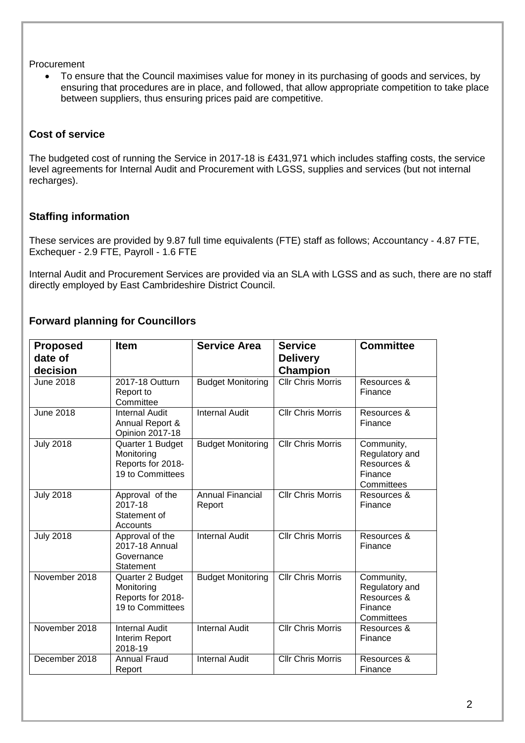Procurement

- To ensure that the Council maximises value for money in its purchasing of goods and services, by ensuring that procedures are in place, and followed, that allow appropriate competition to take place between suppliers, thus ensuring prices paid are competitive.

### Cost of service

The budgeted cost of running the Service in 2017-18 is £431,971 which includes staffing costs, the service level agreements for Internal Audit and Procurement with LGSS, supplies and services (but not internal recharges).

### Staffing information

These services are provided by 9.87 full time equivalents (FTE) staff as follows; Accountancy - 4.87 FTE, Exchequer - 2.9 FTE, Payroll - 1.6 FTE

Internal Audit and Procurement Services are provided via an SLA with LGSS and as such, there are no staff directly employed by East Cambrideshire District Council.

### Forward planning for Councillors

| Proposed date of decision | Item | Service Area | Service Delivery Champion | Committee |
|---|---|---|---|---|
| June 2018 | 2017-18 Outturn Report to Committee | Budget Monitoring | Cllr Chris Morris | Resources & Finance |
| June 2018 | Internal Audit Annual Report & Opinion 2017-18 | Internal Audit | Cllr Chris Morris | Resources & Finance |
| July 2018 | Quarter 1 Budget Monitoring Reports for 2018-19 to Committees | Budget Monitoring | Cllr Chris Morris | Community, Regulatory and Resources & Finance Committees |
| July 2018 | Approval of the 2017-18 Statement of Accounts | Annual Financial Report | Cllr Chris Morris | Resources & Finance |
| July 2018 | Approval of the 2017-18 Annual Governance Statement | Internal Audit | Cllr Chris Morris | Resources & Finance |
| November 2018 | Quarter 2 Budget Monitoring Reports for 2018-19 to Committees | Budget Monitoring | Cllr Chris Morris | Community, Regulatory and Resources & Finance Committees |
| November 2018 | Internal Audit Interim Report 2018-19 | Internal Audit | Cllr Chris Morris | Resources & Finance |
| December 2018 | Annual Fraud Report | Internal Audit | Cllr Chris Morris | Resources & Finance |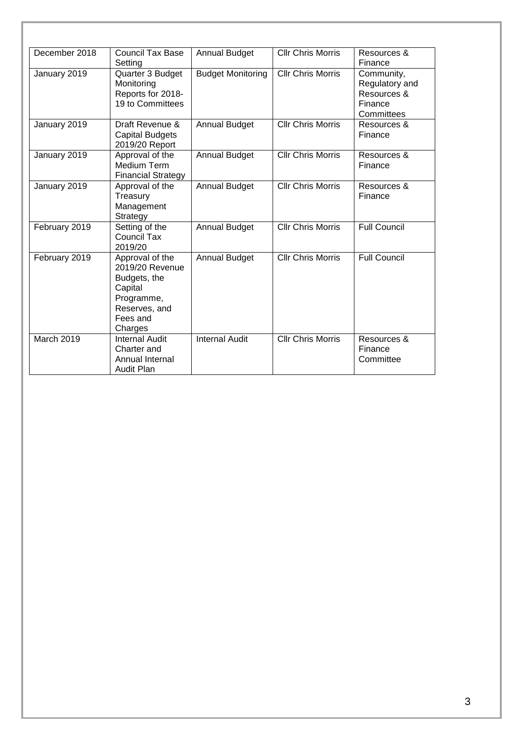| December 2018 | Council Tax Base Setting | Annual Budget | Cllr Chris Morris | Resources & Finance |
|---|---|---|---|---|
| January 2019 | Quarter 3 Budget Monitoring Reports for 2018-19 to Committees | Budget Monitoring | Cllr Chris Morris | Community, Regulatory and Resources & Finance Committees |
| January 2019 | Draft Revenue & Capital Budgets 2019/20 Report | Annual Budget | Cllr Chris Morris | Resources & Finance |
| January 2019 | Approval of the Medium Term Financial Strategy | Annual Budget | Cllr Chris Morris | Resources & Finance |
| January 2019 | Approval of the Treasury Management Strategy | Annual Budget | Cllr Chris Morris | Resources & Finance |
| February 2019 | Setting of the Council Tax 2019/20 | Annual Budget | Cllr Chris Morris | Full Council |
| February 2019 | Approval of the 2019/20 Revenue Budgets, the Capital Programme, Reserves, and Fees and Charges | Annual Budget | Cllr Chris Morris | Full Council |
| March 2019 | Internal Audit Charter and Annual Internal Audit Plan | Internal Audit | Cllr Chris Morris | Resources & Finance Committee |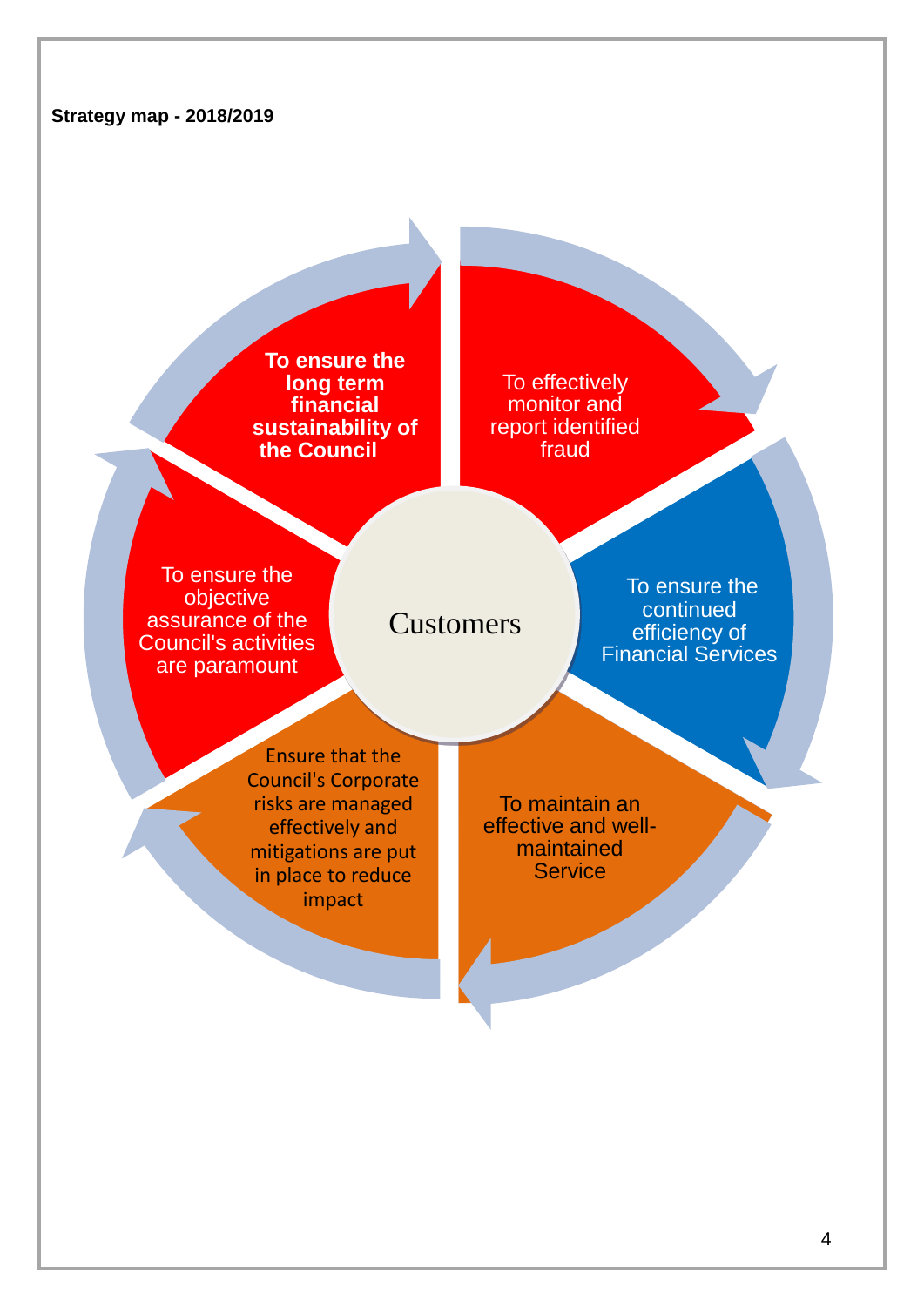**Strategy map - 2018/2019**

Customers

**To ensure the long term financial sustainability of the Council**

To effectively monitor and report identified fraud

To ensure the continued efficiency of Financial Services

To maintain an effective and well-maintained Service

Ensure that the Council's Corporate risks are managed effectively and mitigations are put in place to reduce impact

To ensure the objective assurance of the Council's activities are paramount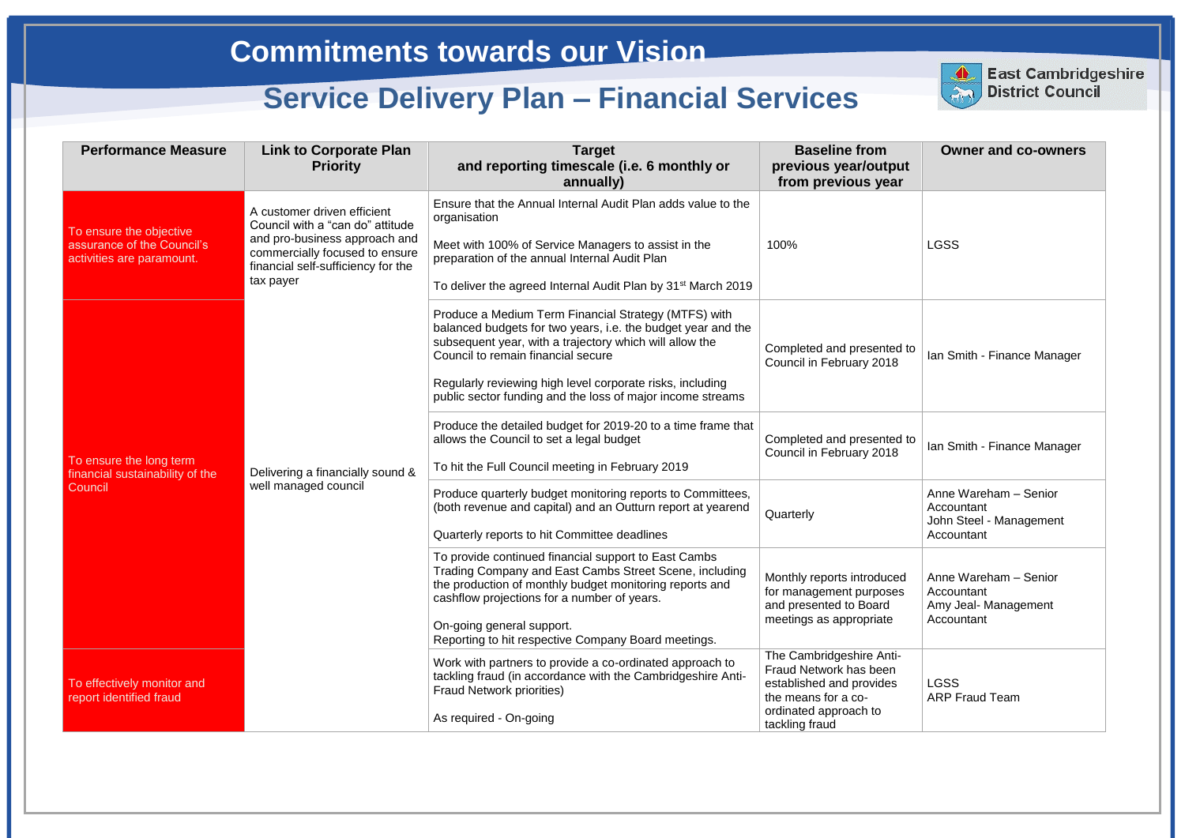# Commitments towards our Vision

## Service Delivery Plan – Financial Services

East Cambridgeshire District Council

| Performance Measure | Link to Corporate Plan Priority | Target and reporting timescale (i.e. 6 monthly or annually) | Baseline from previous year/output from previous year | Owner and co-owners |
|---|---|---|---|---|
| To ensure the objective assurance of the Council's activities are paramount. | A customer driven efficient Council with a "can do" attitude and pro-business approach and commercially focused to ensure financial self-sufficiency for the tax payer | Ensure that the Annual Internal Audit Plan adds value to the organisation<br><br>Meet with 100% of Service Managers to assist in the preparation of the annual Internal Audit Plan<br><br>To deliver the agreed Internal Audit Plan by 31st March 2019 | 100% | LGSS |
| To ensure the long term financial sustainability of the Council | Delivering a financially sound & well managed council | Produce a Medium Term Financial Strategy (MTFS) with balanced budgets for two years, i.e. the budget year and the subsequent year, with a trajectory which will allow the Council to remain financial secure<br><br>Regularly reviewing high level corporate risks, including public sector funding and the loss of major income streams | Completed and presented to Council in February 2018 | Ian Smith - Finance Manager |
| | | Produce the detailed budget for 2019-20 to a time frame that allows the Council to set a legal budget<br><br>To hit the Full Council meeting in February 2019 | Completed and presented to Council in February 2018 | Ian Smith - Finance Manager |
| | | Produce quarterly budget monitoring reports to Committees, (both revenue and capital) and an Outturn report at yearend<br><br>Quarterly reports to hit Committee deadlines | Quarterly | Anne Wareham – Senior Accountant<br>John Steel - Management Accountant |
| | | To provide continued financial support to East Cambs Trading Company and East Cambs Street Scene, including the production of monthly budget monitoring reports and cashflow projections for a number of years.<br><br>On-going general support.<br>Reporting to hit respective Company Board meetings. | Monthly reports introduced for management purposes and presented to Board meetings as appropriate | Anne Wareham – Senior Accountant<br>Amy Jeal- Management Accountant |
| To effectively monitor and report identified fraud | | Work with partners to provide a co-ordinated approach to tackling fraud (in accordance with the Cambridgeshire Anti-Fraud Network priorities)<br><br>As required - On-going | The Cambridgeshire Anti-Fraud Network has been established and provides the means for a co-ordinated approach to tackling fraud | LGSS<br>ARP Fraud Team |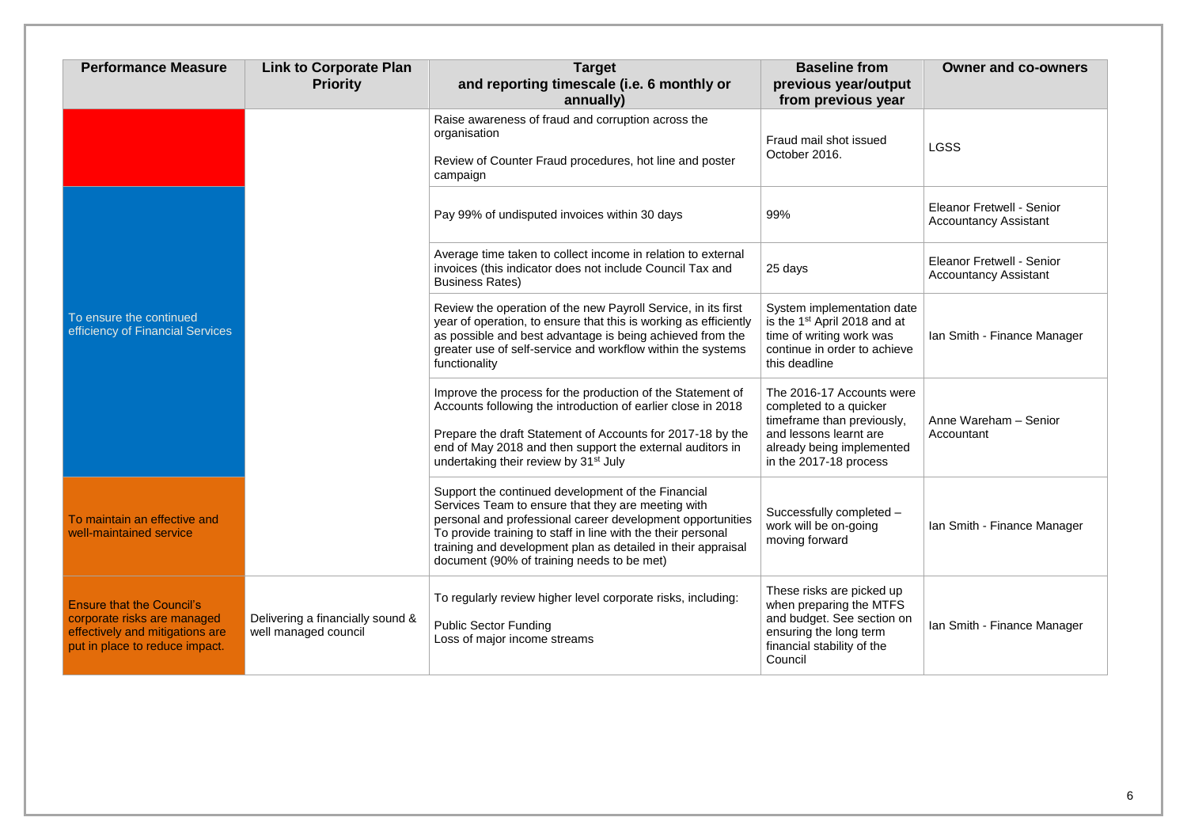| Performance Measure | Link to Corporate Plan Priority | Target and reporting timescale (i.e. 6 monthly or annually) | Baseline from previous year/output from previous year | Owner and co-owners |
|---|---|---|---|---|
| | | Raise awareness of fraud and corruption across the organisation<br><br>Review of Counter Fraud procedures, hot line and poster campaign | Fraud mail shot issued October 2016. | LGSS |
| To ensure the continued efficiency of Financial Services | | Pay 99% of undisputed invoices within 30 days | 99% | Eleanor Fretwell - Senior Accountancy Assistant |
| | | Average time taken to collect income in relation to external invoices (this indicator does not include Council Tax and Business Rates) | 25 days | Eleanor Fretwell - Senior Accountancy Assistant |
| | | Review the operation of the new Payroll Service, in its first year of operation, to ensure that this is working as efficiently as possible and best advantage is being achieved from the greater use of self-service and workflow within the systems functionality | System implementation date is the 1st April 2018 and at time of writing work was continue in order to achieve this deadline | Ian Smith - Finance Manager |
| | | Improve the process for the production of the Statement of Accounts following the introduction of earlier close in 2018<br><br>Prepare the draft Statement of Accounts for 2017-18 by the end of May 2018 and then support the external auditors in undertaking their review by 31st July | The 2016-17 Accounts were completed to a quicker timeframe than previously, and lessons learnt are already being implemented in the 2017-18 process | Anne Wareham – Senior Accountant |
| To maintain an effective and well-maintained service | | Support the continued development of the Financial Services Team to ensure that they are meeting with personal and professional career development opportunities To provide training to staff in line with the their personal training and development plan as detailed in their appraisal document (90% of training needs to be met) | Successfully completed – work will be on-going moving forward | Ian Smith - Finance Manager |
| Ensure that the Council's corporate risks are managed effectively and mitigations are put in place to reduce impact. | Delivering a financially sound & well managed council | To regularly review higher level corporate risks, including:<br><br>Public Sector Funding<br>Loss of major income streams | These risks are picked up when preparing the MTFS and budget. See section on ensuring the long term financial stability of the Council | Ian Smith - Finance Manager |